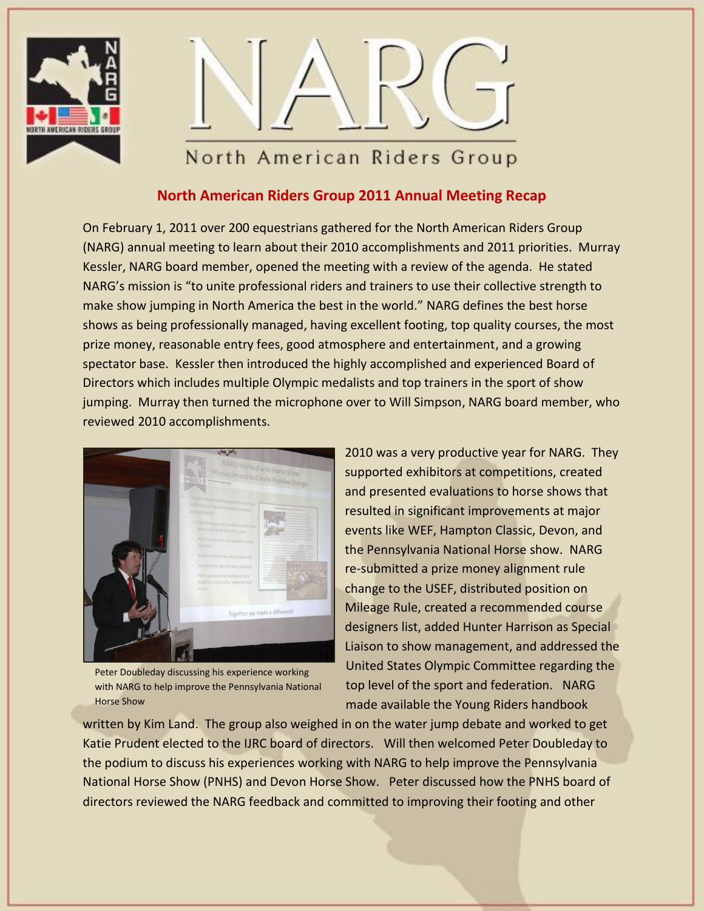# NARG

North American Riders Group

## North American Riders Group 2011 Annual Meeting Recap

On February 1, 2011 over 200 equestrians gathered for the North American Riders Group (NARG) annual meeting to learn about their 2010 accomplishments and 2011 priorities. Murray Kessler, NARG board member, opened the meeting with a review of the agenda. He stated NARG's mission is "to unite professional riders and trainers to use their collective strength to make show jumping in North America the best in the world." NARG defines the best horse shows as being professionally managed, having excellent footing, top quality courses, the most prize money, reasonable entry fees, good atmosphere and entertainment, and a growing spectator base. Kessler then introduced the highly accomplished and experienced Board of Directors which includes multiple Olympic medalists and top trainers in the sport of show jumping. Murray then turned the microphone over to Will Simpson, NARG board member, who reviewed 2010 accomplishments.

Peter Doubleday discussing his experience working with NARG to help improve the Pennsylvania National Horse Show

2010 was a very productive year for NARG. They supported exhibitors at competitions, created and presented evaluations to horse shows that resulted in significant improvements at major events like WEF, Hampton Classic, Devon, and the Pennsylvania National Horse show. NARG re-submitted a prize money alignment rule change to the USEF, distributed position on Mileage Rule, created a recommended course designers list, added Hunter Harrison as Special Liaison to show management, and addressed the United States Olympic Committee regarding the top level of the sport and federation. NARG made available the Young Riders handbook written by Kim Land. The group also weighed in on the water jump debate and worked to get Katie Prudent elected to the IJRC board of directors. Will then welcomed Peter Doubleday to the podium to discuss his experiences working with NARG to help improve the Pennsylvania National Horse Show (PNHS) and Devon Horse Show. Peter discussed how the PNHS board of directors reviewed the NARG feedback and committed to improving their footing and other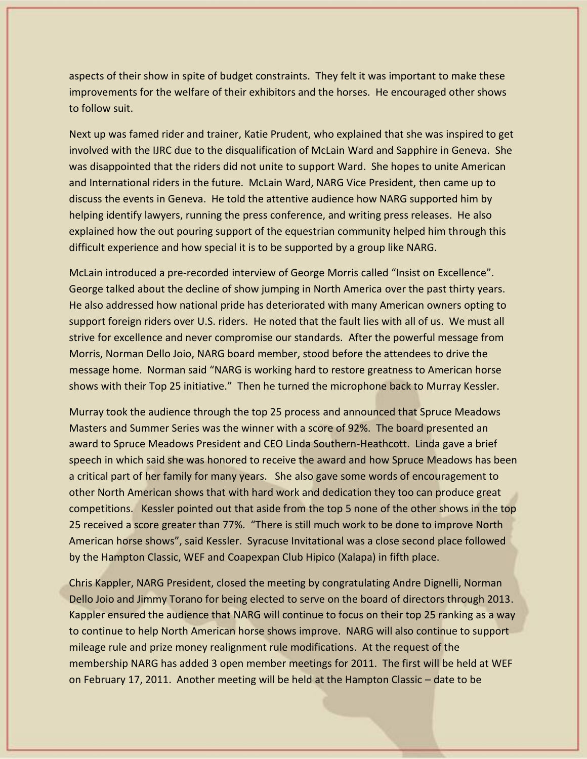aspects of their show in spite of budget constraints. They felt it was important to make these improvements for the welfare of their exhibitors and the horses. He encouraged other shows to follow suit.

Next up was famed rider and trainer, Katie Prudent, who explained that she was inspired to get involved with the IJRC due to the disqualification of McLain Ward and Sapphire in Geneva. She was disappointed that the riders did not unite to support Ward. She hopes to unite American and International riders in the future. McLain Ward, NARG Vice President, then came up to discuss the events in Geneva. He told the attentive audience how NARG supported him by helping identify lawyers, running the press conference, and writing press releases. He also explained how the out pouring support of the equestrian community helped him through this difficult experience and how special it is to be supported by a group like NARG.

McLain introduced a pre-recorded interview of George Morris called "Insist on Excellence". George talked about the decline of show jumping in North America over the past thirty years. He also addressed how national pride has deteriorated with many American owners opting to support foreign riders over U.S. riders. He noted that the fault lies with all of us. We must all strive for excellence and never compromise our standards. After the powerful message from Morris, Norman Dello Joio, NARG board member, stood before the attendees to drive the message home. Norman said "NARG is working hard to restore greatness to American horse shows with their Top 25 initiative." Then he turned the microphone back to Murray Kessler.

Murray took the audience through the top 25 process and announced that Spruce Meadows Masters and Summer Series was the winner with a score of 92%. The board presented an award to Spruce Meadows President and CEO Linda Southern-Heathcott. Linda gave a brief speech in which said she was honored to receive the award and how Spruce Meadows has been a critical part of her family for many years. She also gave some words of encouragement to other North American shows that with hard work and dedication they too can produce great competitions. Kessler pointed out that aside from the top 5 none of the other shows in the top 25 received a score greater than 77%. "There is still much work to be done to improve North American horse shows", said Kessler. Syracuse Invitational was a close second place followed by the Hampton Classic, WEF and Coapexpan Club Hipico (Xalapa) in fifth place.

Chris Kappler, NARG President, closed the meeting by congratulating Andre Dignelli, Norman Dello Joio and Jimmy Torano for being elected to serve on the board of directors through 2013. Kappler ensured the audience that NARG will continue to focus on their top 25 ranking as a way to continue to help North American horse shows improve. NARG will also continue to support mileage rule and prize money realignment rule modifications. At the request of the membership NARG has added 3 open member meetings for 2011. The first will be held at WEF on February 17, 2011. Another meeting will be held at the Hampton Classic – date to be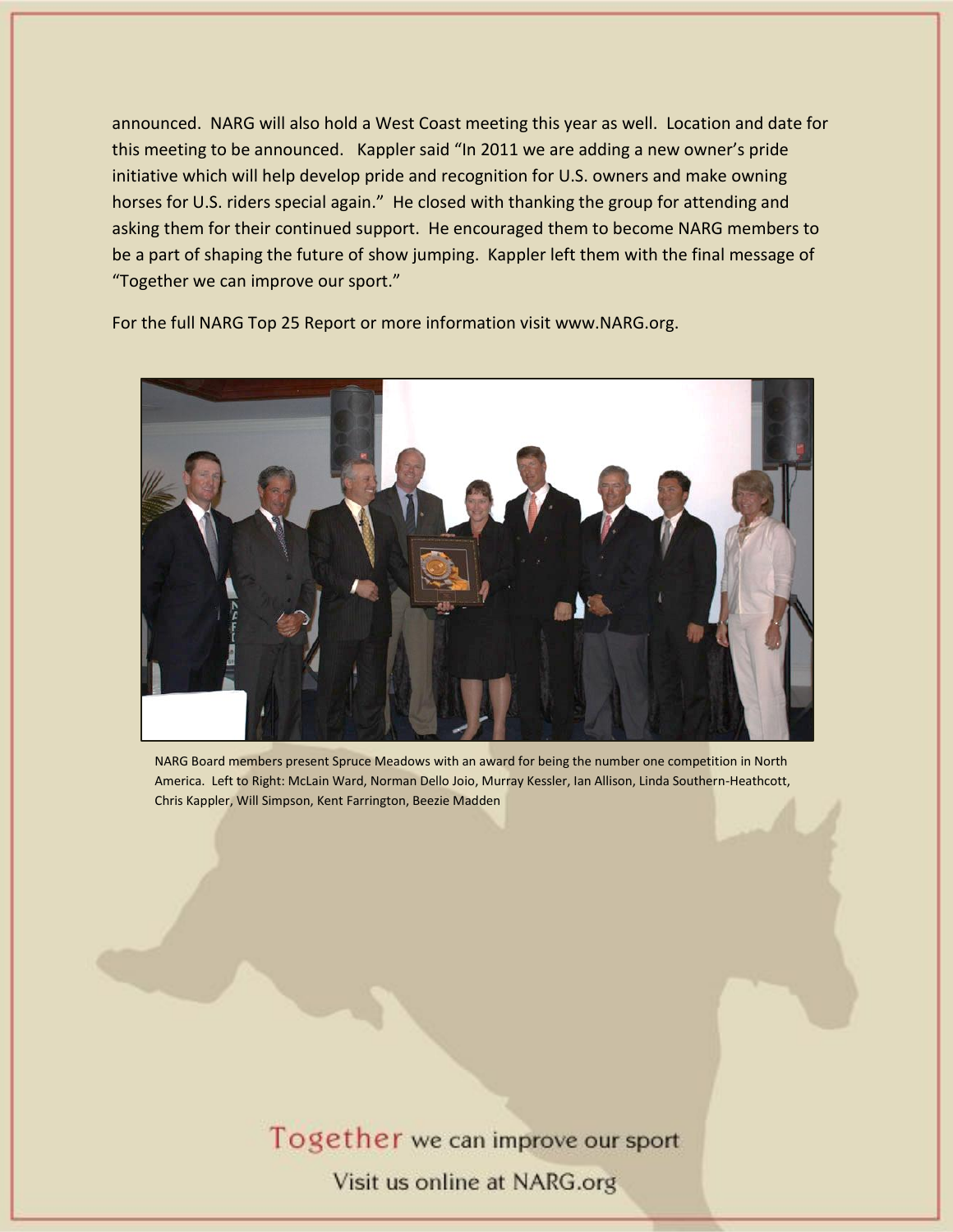announced. NARG will also hold a West Coast meeting this year as well. Location and date for this meeting to be announced. Kappler said "In 2011 we are adding a new owner's pride initiative which will help develop pride and recognition for U.S. owners and make owning horses for U.S. riders special again." He closed with thanking the group for attending and asking them for their continued support. He encouraged them to become NARG members to be a part of shaping the future of show jumping. Kappler left them with the final message of "Together we can improve our sport."

For the full NARG Top 25 Report or more information visit www.NARG.org.

NARG Board members present Spruce Meadows with an award for being the number one competition in North America. Left to Right: McLain Ward, Norman Dello Joio, Murray Kessler, Ian Allison, Linda Southern-Heathcott, Chris Kappler, Will Simpson, Kent Farrington, Beezie Madden

Together we can improve our sport

Visit us online at NARG.org